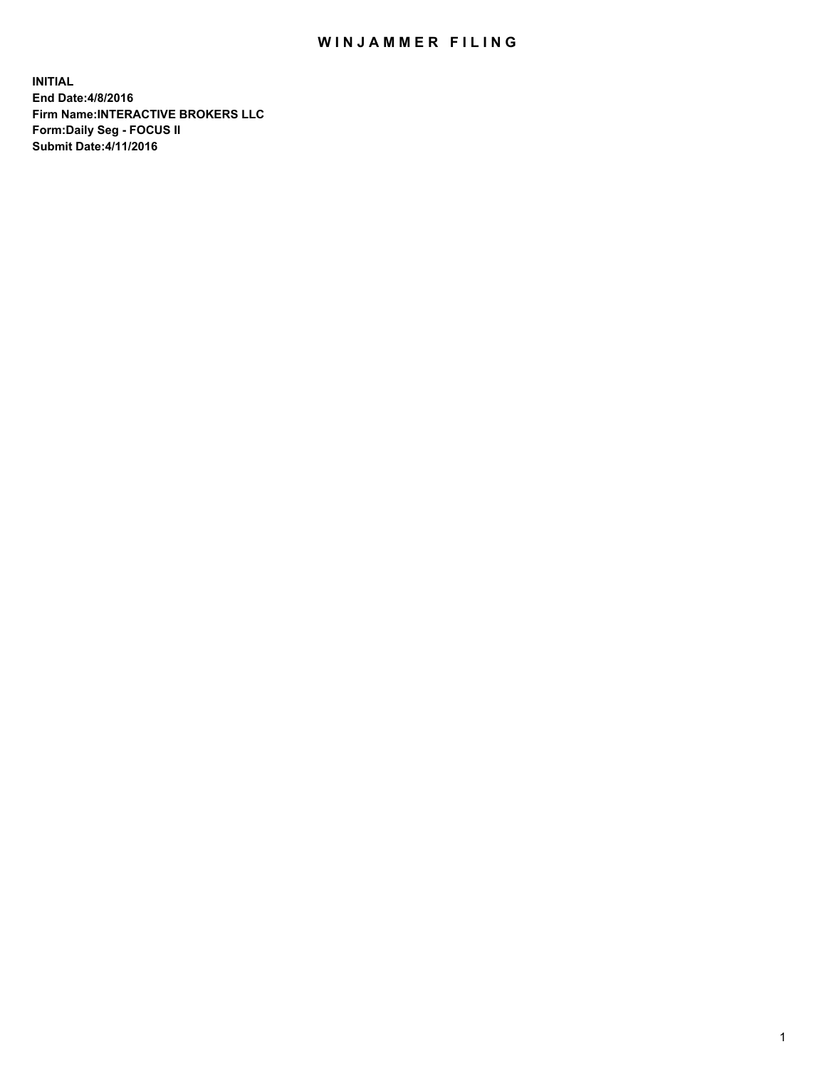# WINJAMMER FILING

**INITIAL**
**End Date:4/8/2016**
**Firm Name:INTERACTIVE BROKERS LLC**
**Form:Daily Seg - FOCUS II**
**Submit Date:4/11/2016**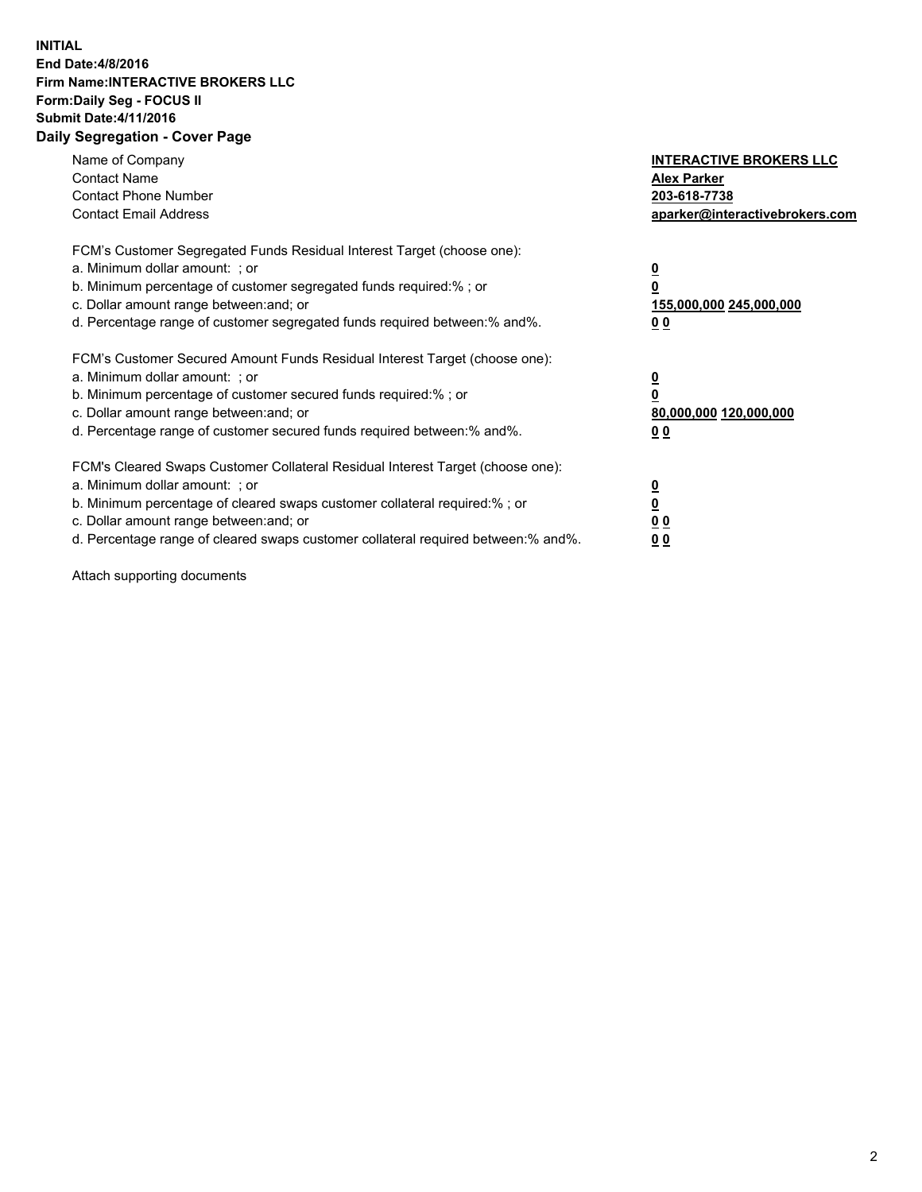**INITIAL**
**End Date:4/8/2016**
**Firm Name:INTERACTIVE BROKERS LLC**
**Form:Daily Seg - FOCUS II**
**Submit Date:4/11/2016**
**Daily Segregation - Cover Page**

| | |
|---|---|
| Name of Company | **INTERACTIVE BROKERS LLC** |
| Contact Name | **Alex Parker** |
| Contact Phone Number | **203-618-7738** |
| Contact Email Address | **aparker@interactivebrokers.com** |

FCM's Customer Segregated Funds Residual Interest Target (choose one):

| | |
|---|---|
| a. Minimum dollar amount: ; or | **0** |
| b. Minimum percentage of customer segregated funds required:% ; or | **0** |
| c. Dollar amount range between:and; or | **155,000,000 245,000,000** |
| d. Percentage range of customer segregated funds required between:% and%. | **0 0** |

FCM's Customer Secured Amount Funds Residual Interest Target (choose one):

| | |
|---|---|
| a. Minimum dollar amount: ; or | **0** |
| b. Minimum percentage of customer secured funds required:% ; or | **0** |
| c. Dollar amount range between:and; or | **80,000,000 120,000,000** |
| d. Percentage range of customer secured funds required between:% and%. | **0 0** |

FCM's Cleared Swaps Customer Collateral Residual Interest Target (choose one):

| | |
|---|---|
| a. Minimum dollar amount: ; or | **0** |
| b. Minimum percentage of cleared swaps customer collateral required:% ; or | **0** |
| c. Dollar amount range between:and; or | **0 0** |
| d. Percentage range of cleared swaps customer collateral required between:% and%. | **0 0** |

Attach supporting documents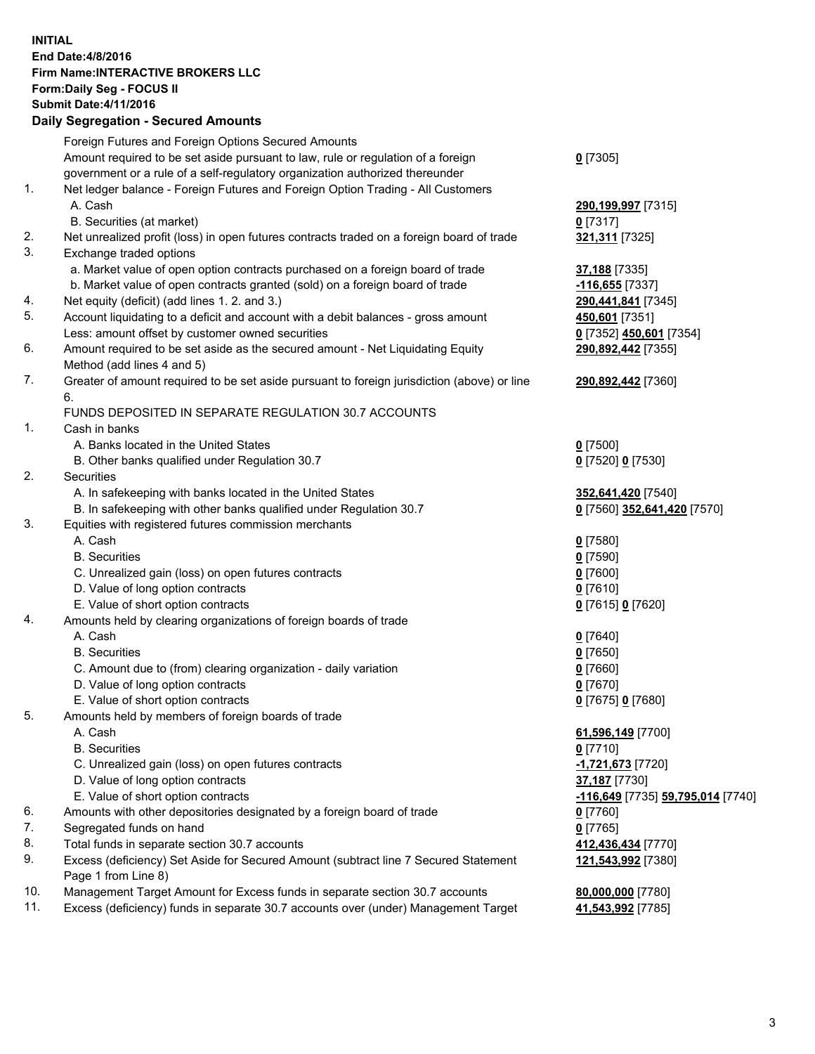**INITIAL**
**End Date:4/8/2016**
**Firm Name:INTERACTIVE BROKERS LLC**
**Form:Daily Seg - FOCUS II**
**Submit Date:4/11/2016**
**Daily Segregation - Secured Amounts**

| | | |
|---|---|---|
| | Foreign Futures and Foreign Options Secured Amounts | |
| | Amount required to be set aside pursuant to law, rule or regulation of a foreign government or a rule of a self-regulatory organization authorized thereunder | **0** [7305] |
| 1. | Net ledger balance - Foreign Futures and Foreign Option Trading - All Customers | |
| | A. Cash | **290,199,997** [7315] |
| | B. Securities (at market) | **0** [7317] |
| 2. | Net unrealized profit (loss) in open futures contracts traded on a foreign board of trade | **321,311** [7325] |
| 3. | Exchange traded options | |
| | a. Market value of open option contracts purchased on a foreign board of trade | **37,188** [7335] |
| | b. Market value of open contracts granted (sold) on a foreign board of trade | **-116,655** [7337] |
| 4. | Net equity (deficit) (add lines 1. 2. and 3.) | **290,441,841** [7345] |
| 5. | Account liquidating to a deficit and account with a debit balances - gross amount | **450,601** [7351] |
| | Less: amount offset by customer owned securities | **0** [7352] **450,601** [7354] |
| 6. | Amount required to be set aside as the secured amount - Net Liquidating Equity Method (add lines 4 and 5) | **290,892,442** [7355] |
| 7. | Greater of amount required to be set aside pursuant to foreign jurisdiction (above) or line 6. | **290,892,442** [7360] |
| | FUNDS DEPOSITED IN SEPARATE REGULATION 30.7 ACCOUNTS | |
| 1. | Cash in banks | |
| | A. Banks located in the United States | **0** [7500] |
| | B. Other banks qualified under Regulation 30.7 | **0** [7520] **0** [7530] |
| 2. | Securities | |
| | A. In safekeeping with banks located in the United States | **352,641,420** [7540] |
| | B. In safekeeping with other banks qualified under Regulation 30.7 | **0** [7560] **352,641,420** [7570] |
| 3. | Equities with registered futures commission merchants | |
| | A. Cash | **0** [7580] |
| | B. Securities | **0** [7590] |
| | C. Unrealized gain (loss) on open futures contracts | **0** [7600] |
| | D. Value of long option contracts | **0** [7610] |
| | E. Value of short option contracts | **0** [7615] **0** [7620] |
| 4. | Amounts held by clearing organizations of foreign boards of trade | |
| | A. Cash | **0** [7640] |
| | B. Securities | **0** [7650] |
| | C. Amount due to (from) clearing organization - daily variation | **0** [7660] |
| | D. Value of long option contracts | **0** [7670] |
| | E. Value of short option contracts | **0** [7675] **0** [7680] |
| 5. | Amounts held by members of foreign boards of trade | |
| | A. Cash | **61,596,149** [7700] |
| | B. Securities | **0** [7710] |
| | C. Unrealized gain (loss) on open futures contracts | **-1,721,673** [7720] |
| | D. Value of long option contracts | **37,187** [7730] |
| | E. Value of short option contracts | **-116,649** [7735] **59,795,014** [7740] |
| 6. | Amounts with other depositories designated by a foreign board of trade | **0** [7760] |
| 7. | Segregated funds on hand | **0** [7765] |
| 8. | Total funds in separate section 30.7 accounts | **412,436,434** [7770] |
| 9. | Excess (deficiency) Set Aside for Secured Amount (subtract line 7 Secured Statement Page 1 from Line 8) | **121,543,992** [7380] |
| 10. | Management Target Amount for Excess funds in separate section 30.7 accounts | **80,000,000** [7780] |
| 11. | Excess (deficiency) funds in separate 30.7 accounts over (under) Management Target | **41,543,992** [7785] |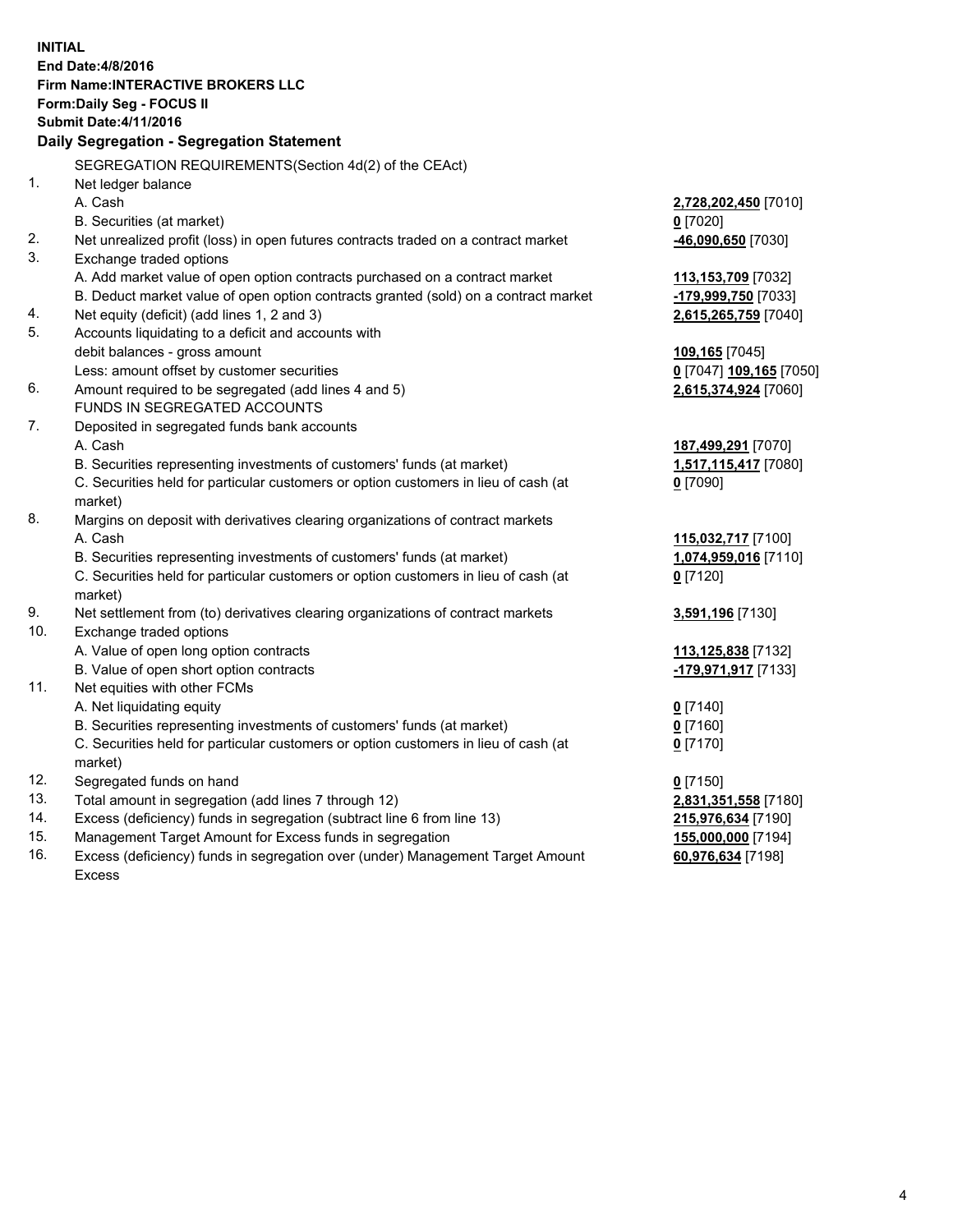**INITIAL**
**End Date:4/8/2016**
**Firm Name:INTERACTIVE BROKERS LLC**
**Form:Daily Seg - FOCUS II**
**Submit Date:4/11/2016**

## Daily Segregation - Segregation Statement

SEGREGATION REQUIREMENTS(Section 4d(2) of the CEAct)

| | | |
|---|---|---|
| 1. | Net ledger balance | |
| | A. Cash | **2,728,202,450** [7010] |
| | B. Securities (at market) | **0** [7020] |
| 2. | Net unrealized profit (loss) in open futures contracts traded on a contract market | **-46,090,650** [7030] |
| 3. | Exchange traded options | |
| | A. Add market value of open option contracts purchased on a contract market | **113,153,709** [7032] |
| | B. Deduct market value of open option contracts granted (sold) on a contract market | **-179,999,750** [7033] |
| 4. | Net equity (deficit) (add lines 1, 2 and 3) | **2,615,265,759** [7040] |
| 5. | Accounts liquidating to a deficit and accounts with | |
| | debit balances - gross amount | **109,165** [7045] |
| | Less: amount offset by customer securities | **0** [7047] **109,165** [7050] |
| 6. | Amount required to be segregated (add lines 4 and 5) | **2,615,374,924** [7060] |
| | FUNDS IN SEGREGATED ACCOUNTS | |
| 7. | Deposited in segregated funds bank accounts | |
| | A. Cash | **187,499,291** [7070] |
| | B. Securities representing investments of customers' funds (at market) | **1,517,115,417** [7080] |
| | C. Securities held for particular customers or option customers in lieu of cash (at market) | **0** [7090] |
| 8. | Margins on deposit with derivatives clearing organizations of contract markets | |
| | A. Cash | **115,032,717** [7100] |
| | B. Securities representing investments of customers' funds (at market) | **1,074,959,016** [7110] |
| | C. Securities held for particular customers or option customers in lieu of cash (at market) | **0** [7120] |
| 9. | Net settlement from (to) derivatives clearing organizations of contract markets | **3,591,196** [7130] |
| 10. | Exchange traded options | |
| | A. Value of open long option contracts | **113,125,838** [7132] |
| | B. Value of open short option contracts | **-179,971,917** [7133] |
| 11. | Net equities with other FCMs | |
| | A. Net liquidating equity | **0** [7140] |
| | B. Securities representing investments of customers' funds (at market) | **0** [7160] |
| | C. Securities held for particular customers or option customers in lieu of cash (at market) | **0** [7170] |
| 12. | Segregated funds on hand | **0** [7150] |
| 13. | Total amount in segregation (add lines 7 through 12) | **2,831,351,558** [7180] |
| 14. | Excess (deficiency) funds in segregation (subtract line 6 from line 13) | **215,976,634** [7190] |
| 15. | Management Target Amount for Excess funds in segregation | **155,000,000** [7194] |
| 16. | Excess (deficiency) funds in segregation over (under) Management Target Amount Excess | **60,976,634** [7198] |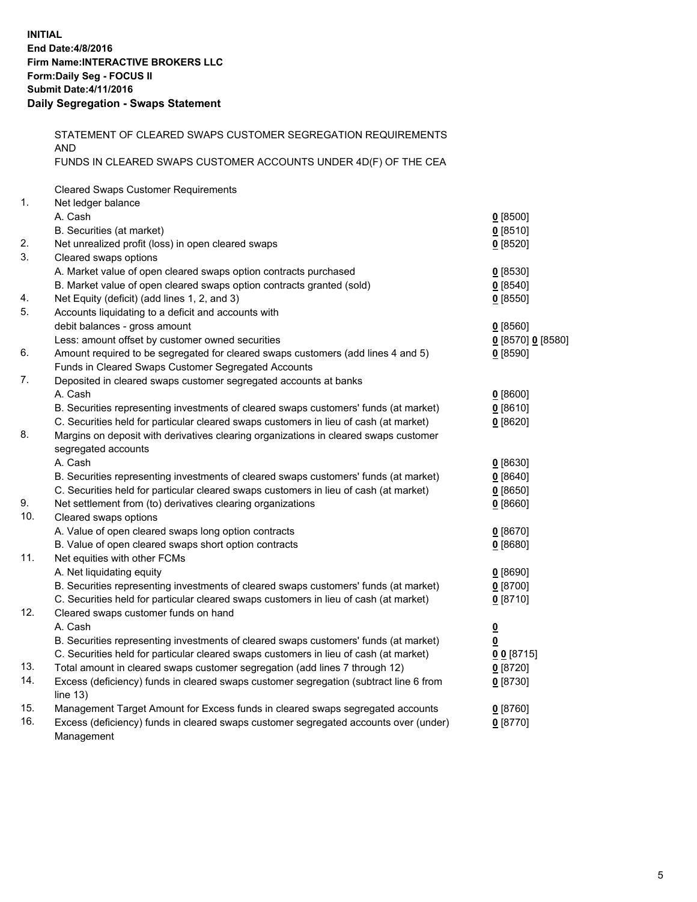**INITIAL**
**End Date:4/8/2016**
**Firm Name:INTERACTIVE BROKERS LLC**
**Form:Daily Seg - FOCUS II**
**Submit Date:4/11/2016**
**Daily Segregation - Swaps Statement**

STATEMENT OF CLEARED SWAPS CUSTOMER SEGREGATION REQUIREMENTS
AND
FUNDS IN CLEARED SWAPS CUSTOMER ACCOUNTS UNDER 4D(F) OF THE CEA

| | | |
|---|---|---|
| | Cleared Swaps Customer Requirements | |
| 1. | Net ledger balance | |
| | A. Cash | 0 [8500] |
| | B. Securities (at market) | 0 [8510] |
| 2. | Net unrealized profit (loss) in open cleared swaps | 0 [8520] |
| 3. | Cleared swaps options | |
| | A. Market value of open cleared swaps option contracts purchased | 0 [8530] |
| | B. Market value of open cleared swaps option contracts granted (sold) | 0 [8540] |
| 4. | Net Equity (deficit) (add lines 1, 2, and 3) | 0 [8550] |
| 5. | Accounts liquidating to a deficit and accounts with | |
| | debit balances - gross amount | 0 [8560] |
| | Less: amount offset by customer owned securities | 0 [8570] 0 [8580] |
| 6. | Amount required to be segregated for cleared swaps customers (add lines 4 and 5) | 0 [8590] |
| | Funds in Cleared Swaps Customer Segregated Accounts | |
| 7. | Deposited in cleared swaps customer segregated accounts at banks | |
| | A. Cash | 0 [8600] |
| | B. Securities representing investments of cleared swaps customers' funds (at market) | 0 [8610] |
| | C. Securities held for particular cleared swaps customers in lieu of cash (at market) | 0 [8620] |
| 8. | Margins on deposit with derivatives clearing organizations in cleared swaps customer segregated accounts | |
| | A. Cash | 0 [8630] |
| | B. Securities representing investments of cleared swaps customers' funds (at market) | 0 [8640] |
| | C. Securities held for particular cleared swaps customers in lieu of cash (at market) | 0 [8650] |
| 9. | Net settlement from (to) derivatives clearing organizations | 0 [8660] |
| 10. | Cleared swaps options | |
| | A. Value of open cleared swaps long option contracts | 0 [8670] |
| | B. Value of open cleared swaps short option contracts | 0 [8680] |
| 11. | Net equities with other FCMs | |
| | A. Net liquidating equity | 0 [8690] |
| | B. Securities representing investments of cleared swaps customers' funds (at market) | 0 [8700] |
| | C. Securities held for particular cleared swaps customers in lieu of cash (at market) | 0 [8710] |
| 12. | Cleared swaps customer funds on hand | |
| | A. Cash | 0 |
| | B. Securities representing investments of cleared swaps customers' funds (at market) | 0 |
| | C. Securities held for particular cleared swaps customers in lieu of cash (at market) | 0 0 [8715] |
| 13. | Total amount in cleared swaps customer segregation (add lines 7 through 12) | 0 [8720] |
| 14. | Excess (deficiency) funds in cleared swaps customer segregation (subtract line 6 from line 13) | 0 [8730] |
| 15. | Management Target Amount for Excess funds in cleared swaps segregated accounts | 0 [8760] |
| 16. | Excess (deficiency) funds in cleared swaps customer segregated accounts over (under) Management | 0 [8770] |